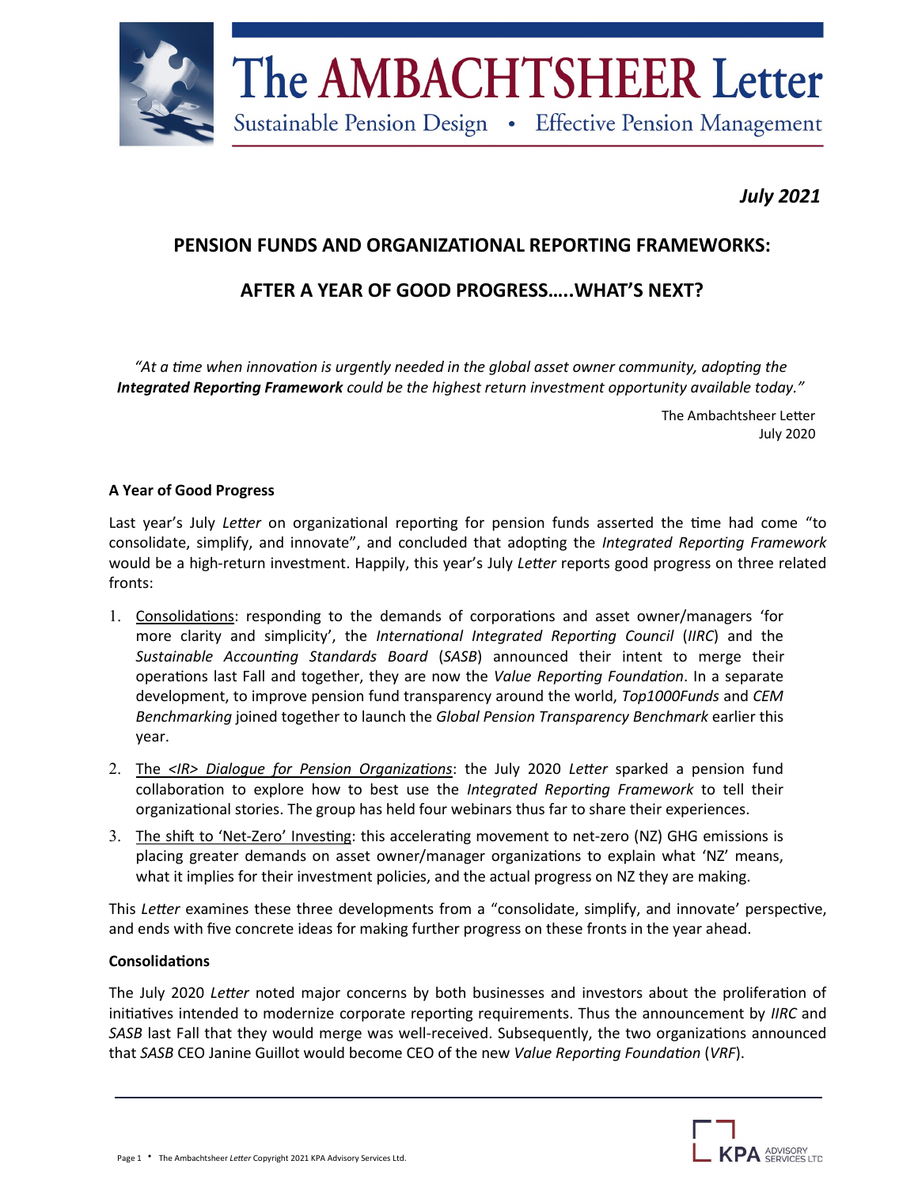# The AMBACHTSHEER Letter

Sustainable Pension Design • Effective Pension Management

*July 2021*

## PENSION FUNDS AND ORGANIZATIONAL REPORTING FRAMEWORKS:

## AFTER A YEAR OF GOOD PROGRESS…..WHAT'S NEXT?

*"At a time when innovation is urgently needed in the global asset owner community, adopting the **Integrated Reporting Framework** could be the highest return investment opportunity available today."*

The Ambachtsheer Letter
July 2020

### A Year of Good Progress

Last year's July *Letter* on organizational reporting for pension funds asserted the time had come "to consolidate, simplify, and innovate", and concluded that adopting the *Integrated Reporting Framework* would be a high-return investment. Happily, this year's July *Letter* reports good progress on three related fronts:

1. Consolidations: responding to the demands of corporations and asset owner/managers 'for more clarity and simplicity', the *International Integrated Reporting Council* (*IIRC*) and the *Sustainable Accounting Standards Board* (*SASB*) announced their intent to merge their operations last Fall and together, they are now the *Value Reporting Foundation*. In a separate development, to improve pension fund transparency around the world, *Top1000Funds* and *CEM Benchmarking* joined together to launch the *Global Pension Transparency Benchmark* earlier this year.
2. The *<IR> Dialogue for Pension Organizations*: the July 2020 *Letter* sparked a pension fund collaboration to explore how to best use the *Integrated Reporting Framework* to tell their organizational stories. The group has held four webinars thus far to share their experiences.
3. The shift to 'Net-Zero' Investing: this accelerating movement to net-zero (NZ) GHG emissions is placing greater demands on asset owner/manager organizations to explain what 'NZ' means, what it implies for their investment policies, and the actual progress on NZ they are making.

This *Letter* examines these three developments from a "consolidate, simplify, and innovate' perspective, and ends with five concrete ideas for making further progress on these fronts in the year ahead.

### Consolidations

The July 2020 *Letter* noted major concerns by both businesses and investors about the proliferation of initiatives intended to modernize corporate reporting requirements. Thus the announcement by *IIRC* and *SASB* last Fall that they would merge was well-received. Subsequently, the two organizations announced that *SASB* CEO Janine Guillot would become CEO of the new *Value Reporting Foundation* (*VRF*).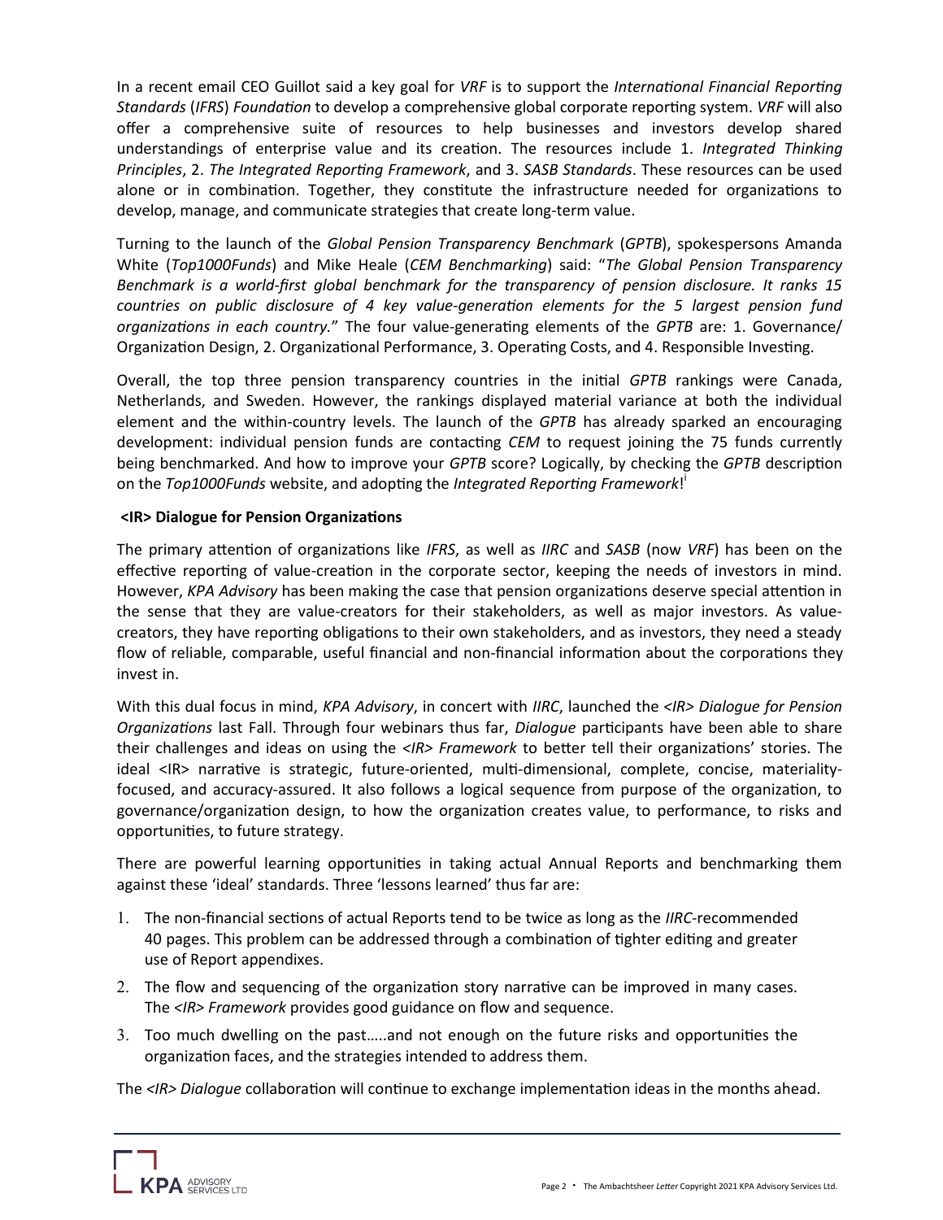In a recent email CEO Guillot said a key goal for *VRF* is to support the *International Financial Reporting Standards* (*IFRS*) *Foundation* to develop a comprehensive global corporate reporting system. *VRF* will also offer a comprehensive suite of resources to help businesses and investors develop shared understandings of enterprise value and its creation. The resources include 1. *Integrated Thinking Principles*, 2. *The Integrated Reporting Framework*, and 3. *SASB Standards*. These resources can be used alone or in combination. Together, they constitute the infrastructure needed for organizations to develop, manage, and communicate strategies that create long-term value.

Turning to the launch of the *Global Pension Transparency Benchmark* (*GPTB*), spokespersons Amanda White (*Top1000Funds*) and Mike Heale (*CEM Benchmarking*) said: "*The Global Pension Transparency Benchmark is a world-first global benchmark for the transparency of pension disclosure. It ranks 15 countries on public disclosure of 4 key value-generation elements for the 5 largest pension fund organizations in each country.*" The four value-generating elements of the *GPTB* are: 1. Governance/ Organization Design, 2. Organizational Performance, 3. Operating Costs, and 4. Responsible Investing.

Overall, the top three pension transparency countries in the initial *GPTB* rankings were Canada, Netherlands, and Sweden. However, the rankings displayed material variance at both the individual element and the within-country levels. The launch of the *GPTB* has already sparked an encouraging development: individual pension funds are contacting *CEM* to request joining the 75 funds currently being benchmarked. And how to improve your *GPTB* score? Logically, by checking the *GPTB* description on the *Top1000Funds* website, and adopting the *Integrated Reporting Framework*![i]

**<IR> Dialogue for Pension Organizations**

The primary attention of organizations like *IFRS*, as well as *IIRC* and *SASB* (now *VRF*) has been on the effective reporting of value-creation in the corporate sector, keeping the needs of investors in mind. However, *KPA Advisory* has been making the case that pension organizations deserve special attention in the sense that they are value-creators for their stakeholders, as well as major investors. As value-creators, they have reporting obligations to their own stakeholders, and as investors, they need a steady flow of reliable, comparable, useful financial and non-financial information about the corporations they invest in.

With this dual focus in mind, *KPA Advisory*, in concert with *IIRC*, launched the *<IR> Dialogue for Pension Organizations* last Fall. Through four webinars thus far, *Dialogue* participants have been able to share their challenges and ideas on using the *<IR> Framework* to better tell their organizations' stories. The ideal <IR> narrative is strategic, future-oriented, multi-dimensional, complete, concise, materiality-focused, and accuracy-assured. It also follows a logical sequence from purpose of the organization, to governance/organization design, to how the organization creates value, to performance, to risks and opportunities, to future strategy.

There are powerful learning opportunities in taking actual Annual Reports and benchmarking them against these 'ideal' standards. Three 'lessons learned' thus far are:

1. The non-financial sections of actual Reports tend to be twice as long as the *IIRC*-recommended 40 pages. This problem can be addressed through a combination of tighter editing and greater use of Report appendixes.
2. The flow and sequencing of the organization story narrative can be improved in many cases. The *<IR> Framework* provides good guidance on flow and sequence.
3. Too much dwelling on the past…..and not enough on the future risks and opportunities the organization faces, and the strategies intended to address them.

The *<IR> Dialogue* collaboration will continue to exchange implementation ideas in the months ahead.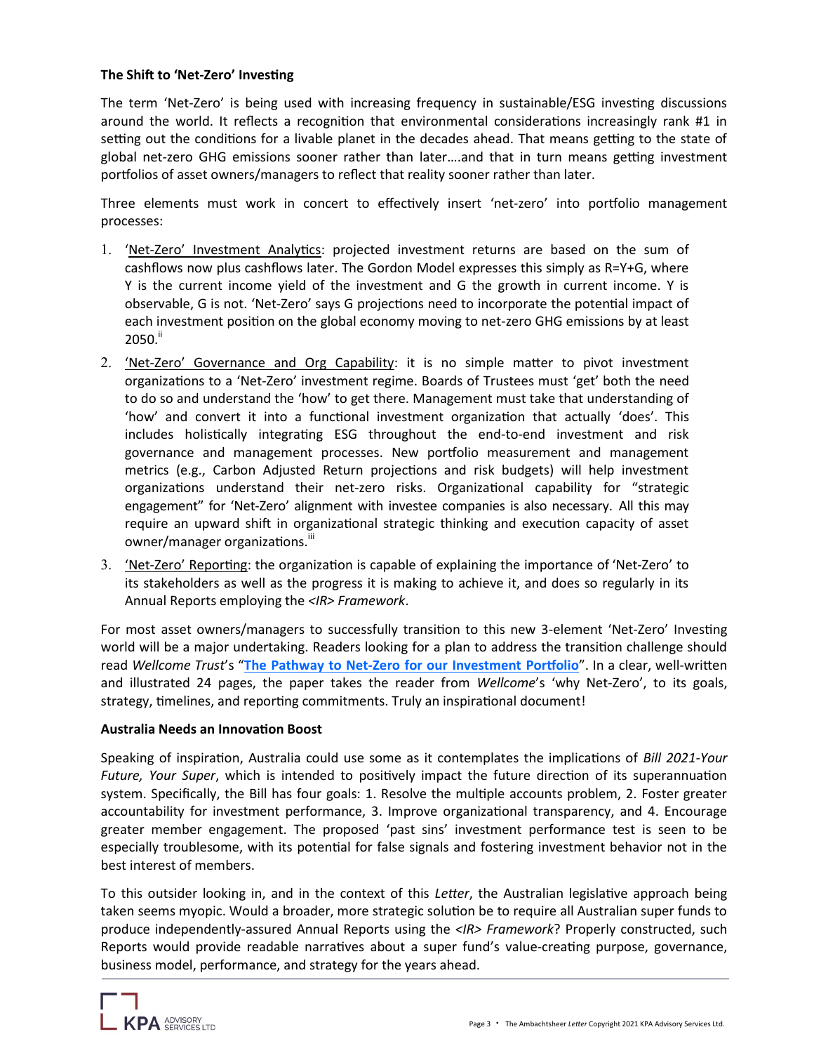### The Shift to 'Net-Zero' Investing

The term 'Net-Zero' is being used with increasing frequency in sustainable/ESG investing discussions around the world. It reflects a recognition that environmental considerations increasingly rank #1 in setting out the conditions for a livable planet in the decades ahead. That means getting to the state of global net-zero GHG emissions sooner rather than later….and that in turn means getting investment portfolios of asset owners/managers to reflect that reality sooner rather than later.

Three elements must work in concert to effectively insert 'net-zero' into portfolio management processes:

1. 'Net-Zero' Investment Analytics: projected investment returns are based on the sum of cashflows now plus cashflows later. The Gordon Model expresses this simply as $R=Y+G$, where Y is the current income yield of the investment and G the growth in current income. Y is observable, G is not. 'Net-Zero' says G projections need to incorporate the potential impact of each investment position on the global economy moving to net-zero GHG emissions by at least 2050.[ii]
2. 'Net-Zero' Governance and Org Capability: it is no simple matter to pivot investment organizations to a 'Net-Zero' investment regime. Boards of Trustees must 'get' both the need to do so and understand the 'how' to get there. Management must take that understanding of 'how' and convert it into a functional investment organization that actually 'does'. This includes holistically integrating ESG throughout the end-to-end investment and risk governance and management processes. New portfolio measurement and management metrics (e.g., Carbon Adjusted Return projections and risk budgets) will help investment organizations understand their net-zero risks. Organizational capability for "strategic engagement" for 'Net-Zero' alignment with investee companies is also necessary. All this may require an upward shift in organizational strategic thinking and execution capacity of asset owner/manager organizations.[iii]
3. 'Net-Zero' Reporting: the organization is capable of explaining the importance of 'Net-Zero' to its stakeholders as well as the progress it is making to achieve it, and does so regularly in its Annual Reports employing the *<IR> Framework*.

For most asset owners/managers to successfully transition to this new 3-element 'Net-Zero' Investing world will be a major undertaking. Readers looking for a plan to address the transition challenge should read *Wellcome Trust*'s "**The Pathway to Net-Zero for our Investment Portfolio**". In a clear, well-written and illustrated 24 pages, the paper takes the reader from *Wellcome*'s 'why Net-Zero', to its goals, strategy, timelines, and reporting commitments. Truly an inspirational document!

### Australia Needs an Innovation Boost

Speaking of inspiration, Australia could use some as it contemplates the implications of *Bill 2021-Your Future, Your Super*, which is intended to positively impact the future direction of its superannuation system. Specifically, the Bill has four goals: 1. Resolve the multiple accounts problem, 2. Foster greater accountability for investment performance, 3. Improve organizational transparency, and 4. Encourage greater member engagement. The proposed 'past sins' investment performance test is seen to be especially troublesome, with its potential for false signals and fostering investment behavior not in the best interest of members.

To this outsider looking in, and in the context of this *Letter*, the Australian legislative approach being taken seems myopic. Would a broader, more strategic solution be to require all Australian super funds to produce independently-assured Annual Reports using the *<IR> Framework*? Properly constructed, such Reports would provide readable narratives about a super fund's value-creating purpose, governance, business model, performance, and strategy for the years ahead.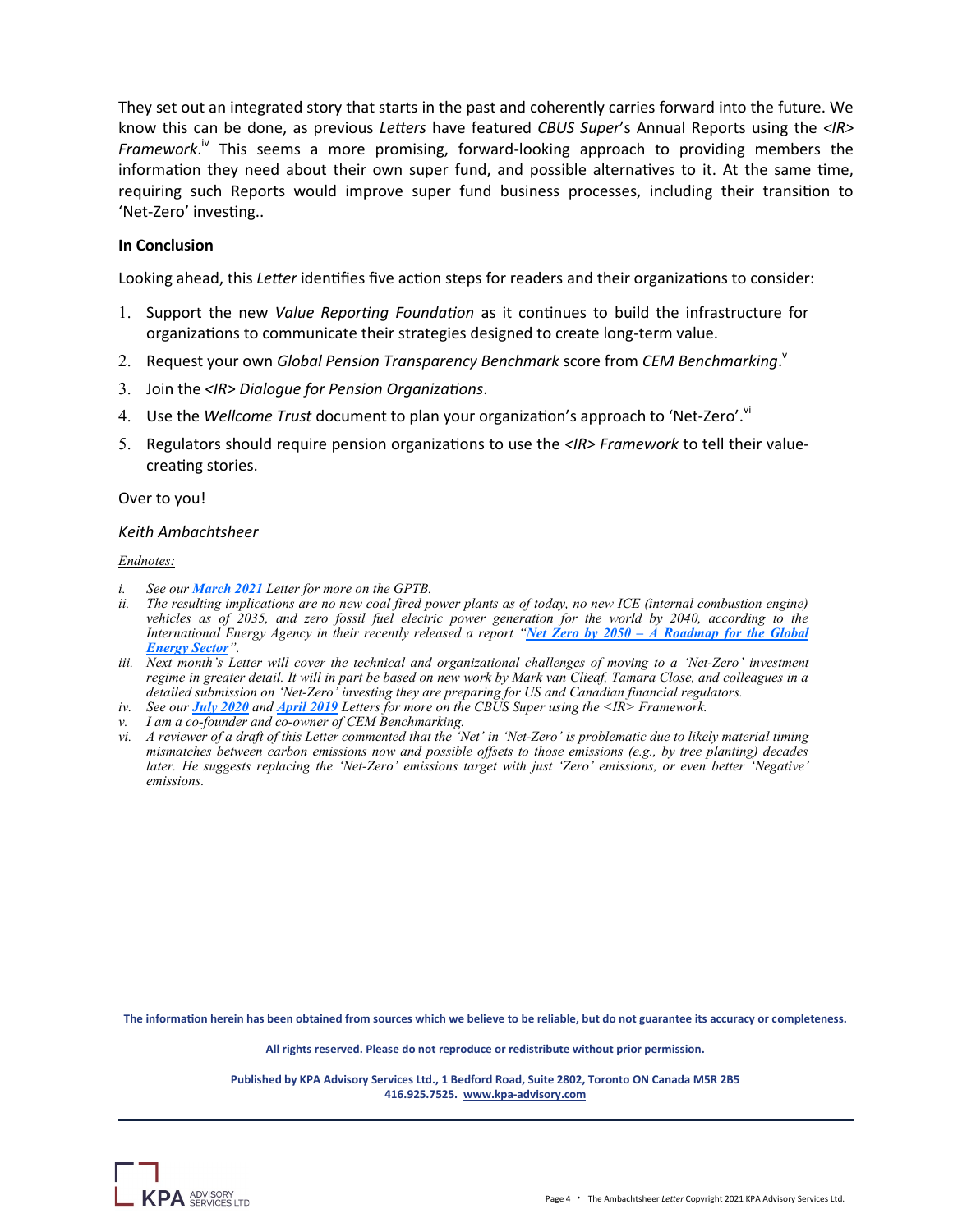They set out an integrated story that starts in the past and coherently carries forward into the future. We know this can be done, as previous *Letters* have featured *CBUS Super*'s Annual Reports using the *<IR> Framework*.[iv] This seems a more promising, forward-looking approach to providing members the information they need about their own super fund, and possible alternatives to it. At the same time, requiring such Reports would improve super fund business processes, including their transition to 'Net-Zero' investing..

**In Conclusion**

Looking ahead, this *Letter* identifies five action steps for readers and their organizations to consider:

1. Support the new *Value Reporting Foundation* as it continues to build the infrastructure for organizations to communicate their strategies designed to create long-term value.
2. Request your own *Global Pension Transparency Benchmark* score from *CEM Benchmarking*.[v]
3. Join the *<IR> Dialogue for Pension Organizations*.
4. Use the *Wellcome Trust* document to plan your organization's approach to 'Net-Zero'.[vi]
5. Regulators should require pension organizations to use the *<IR> Framework* to tell their value-creating stories.

Over to you!

*Keith Ambachtsheer*

*Endnotes:*

*i. See our **March 2021** Letter for more on the GPTB.*

*ii. The resulting implications are no new coal fired power plants as of today, no new ICE (internal combustion engine) vehicles as of 2035, and zero fossil fuel electric power generation for the world by 2040, according to the International Energy Agency in their recently released a report "**Net Zero by 2050 – A Roadmap for the Global Energy Sector**".*

*iii. Next month's Letter will cover the technical and organizational challenges of moving to a 'Net-Zero' investment regime in greater detail. It will in part be based on new work by Mark van Clieaf, Tamara Close, and colleagues in a detailed submission on 'Net-Zero' investing they are preparing for US and Canadian financial regulators.*

*iv. See our **July 2020** and **April 2019** Letters for more on the CBUS Super using the <IR> Framework.*

*v. I am a co-founder and co-owner of CEM Benchmarking.*

*vi. A reviewer of a draft of this Letter commented that the 'Net' in 'Net-Zero' is problematic due to likely material timing mismatches between carbon emissions now and possible offsets to those emissions (e.g., by tree planting) decades later. He suggests replacing the 'Net-Zero' emissions target with just 'Zero' emissions, or even better 'Negative' emissions.*

**The information herein has been obtained from sources which we believe to be reliable, but do not guarantee its accuracy or completeness.**

**All rights reserved. Please do not reproduce or redistribute without prior permission.**

**Published by KPA Advisory Services Ltd., 1 Bedford Road, Suite 2802, Toronto ON Canada M5R 2B5**
**416.925.7525. www.kpa-advisory.com**